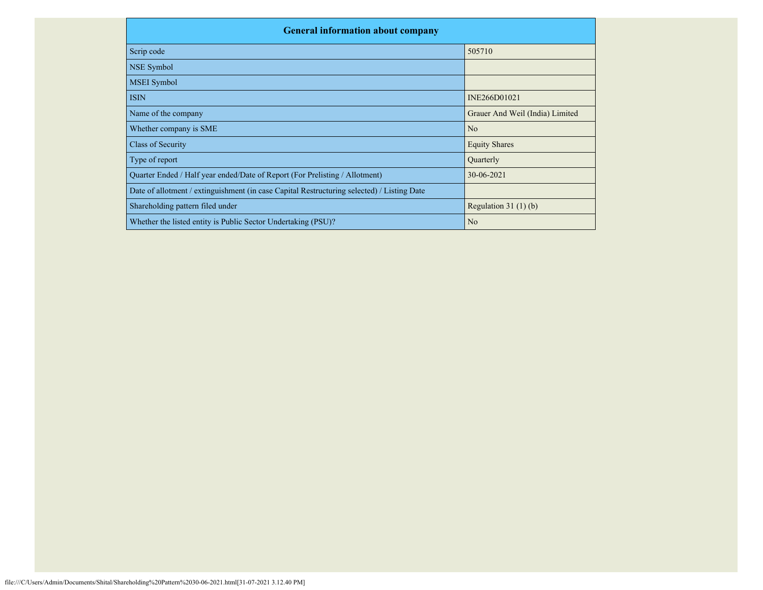| General information about company | |
|---|---|
| Scrip code | 505710 |
| NSE Symbol | |
| MSEI Symbol | |
| ISIN | INE266D01021 |
| Name of the company | Grauer And Weil (India) Limited |
| Whether company is SME | No |
| Class of Security | Equity Shares |
| Type of report | Quarterly |
| Quarter Ended / Half year ended/Date of Report (For Prelisting / Allotment) | 30-06-2021 |
| Date of allotment / extinguishment (in case Capital Restructuring selected) / Listing Date | |
| Shareholding pattern filed under | Regulation 31 (1) (b) |
| Whether the listed entity is Public Sector Undertaking (PSU)? | No |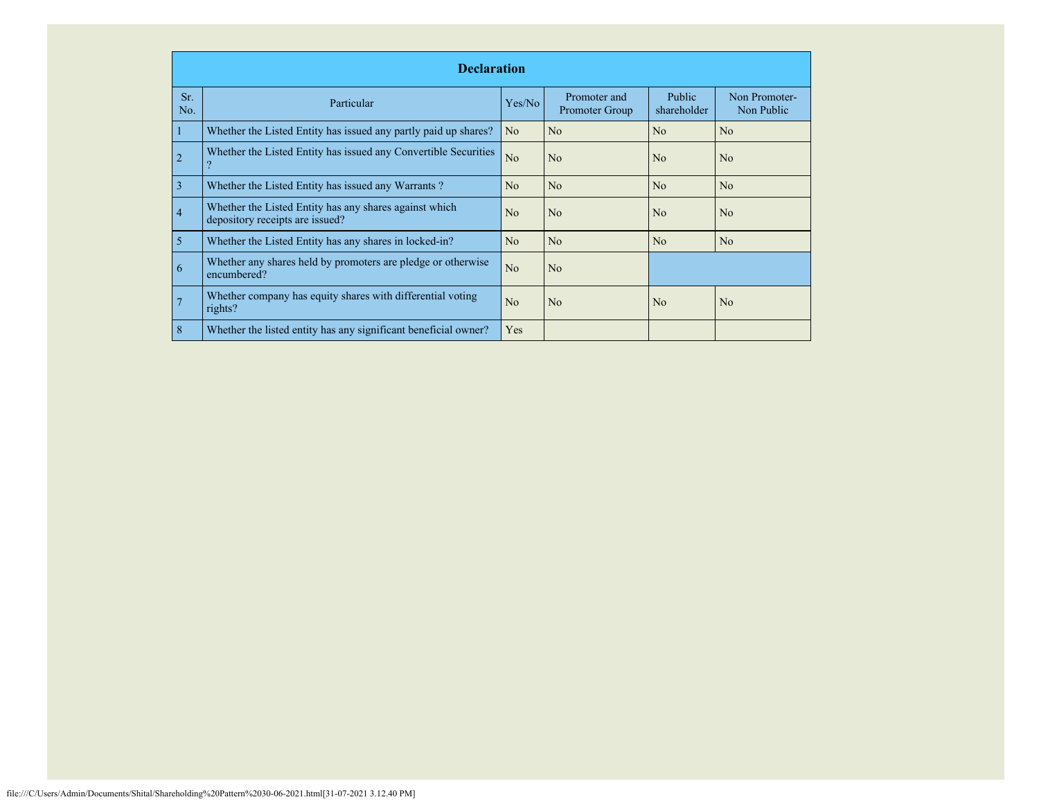| Declaration | | | | | |
|---|---|---|---|---|---|
| Sr. No. | Particular | Yes/No | Promoter and Promoter Group | Public shareholder | Non Promoter- Non Public |
| 1 | Whether the Listed Entity has issued any partly paid up shares? | No | No | No | No |
| 2 | Whether the Listed Entity has issued any Convertible Securities ? | No | No | No | No |
| 3 | Whether the Listed Entity has issued any Warrants ? | No | No | No | No |
| 4 | Whether the Listed Entity has any shares against which depository receipts are issued? | No | No | No | No |
| 5 | Whether the Listed Entity has any shares in locked-in? | No | No | No | No |
| 6 | Whether any shares held by promoters are pledge or otherwise encumbered? | No | No | | |
| 7 | Whether company has equity shares with differential voting rights? | No | No | No | No |
| 8 | Whether the listed entity has any significant beneficial owner? | Yes | | | |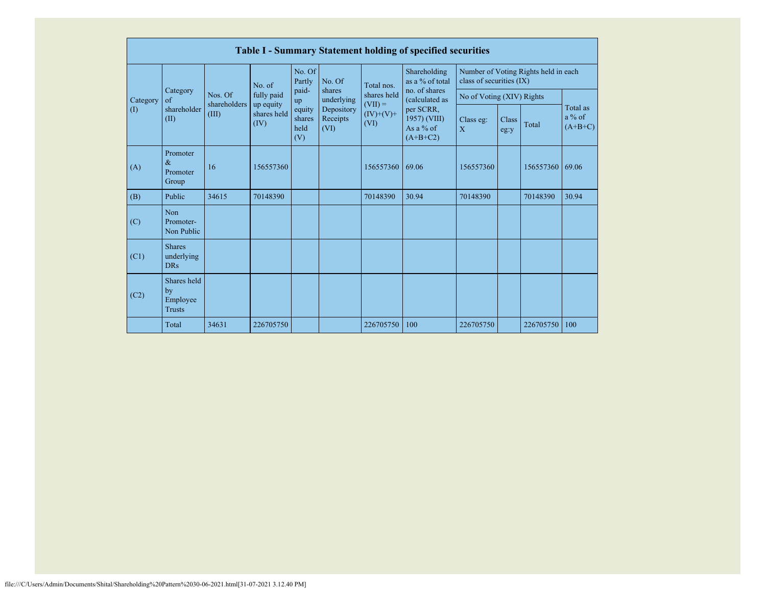| Table I - Summary Statement holding of specified securities | | | | | | | | | | | |
|---|---|---|---|---|---|---|---|---|---|---|---|
| Category (I) | Category of shareholder (II) | Nos. Of shareholders (III) | No. of fully paid up equity shares held (IV) | No. Of Partly paid-up equity shares held (V) | No. Of shares underlying Depository Receipts (VI) | Total nos. shares held (VII) = (IV)+(V)+ (VI) | Shareholding as a % of total no. of shares (calculated as per SCRR, 1957) (VIII) As a % of (A+B+C2) | Number of Voting Rights held in each class of securities (IX) | | | |
| | | | | | | | | No of Voting (XIV) Rights | | | Total as a % of (A+B+C) |
| | | | | | | | | Class eg: X | Class eg:y | Total | |
| (A) | Promoter & Promoter Group | 16 | 156557360 | | | 156557360 | 69.06 | 156557360 | | 156557360 | 69.06 |
| (B) | Public | 34615 | 70148390 | | | 70148390 | 30.94 | 70148390 | | 70148390 | 30.94 |
| (C) | Non Promoter- Non Public | | | | | | | | | | |
| (C1) | Shares underlying DRs | | | | | | | | | | |
| (C2) | Shares held by Employee Trusts | | | | | | | | | | |
| | Total | 34631 | 226705750 | | | 226705750 | 100 | 226705750 | | 226705750 | 100 |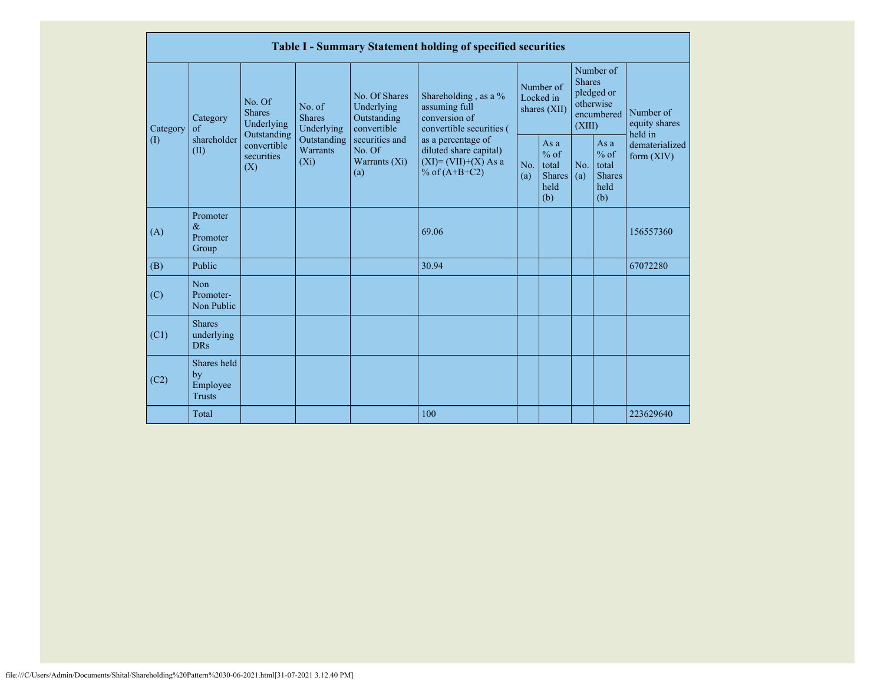| Table I - Summary Statement holding of specified securities | | | | | | | | | | |
|---|---|---|---|---|---|---|---|---|---|---|
| Category (I) | Category of shareholder (II) | No. Of Shares Underlying Outstanding convertible securities (X) | No. of Shares Underlying Outstanding Warrants (Xi) | No. Of Shares Underlying Outstanding convertible securities and No. Of Warrants (Xi) (a) | Shareholding , as a % assuming full conversion of convertible securities ( as a percentage of diluted share capital) (XI)= (VII)+(X) As a % of (A+B+C2) | Number of Locked in shares (XII) | | Number of Shares pledged or otherwise encumbered (XIII) | | Number of equity shares held in dematerialized form (XIV) |
| | | | | | | No. (a) | As a % of total Shares held (b) | No. (a) | As a % of total Shares held (b) | |
| (A) | Promoter & Promoter Group | | | | 69.06 | | | | | 156557360 |
| (B) | Public | | | | 30.94 | | | | | 67072280 |
| (C) | Non Promoter- Non Public | | | | | | | | | |
| (C1) | Shares underlying DRs | | | | | | | | | |
| (C2) | Shares held by Employee Trusts | | | | | | | | | |
| | Total | | | | 100 | | | | | 223629640 |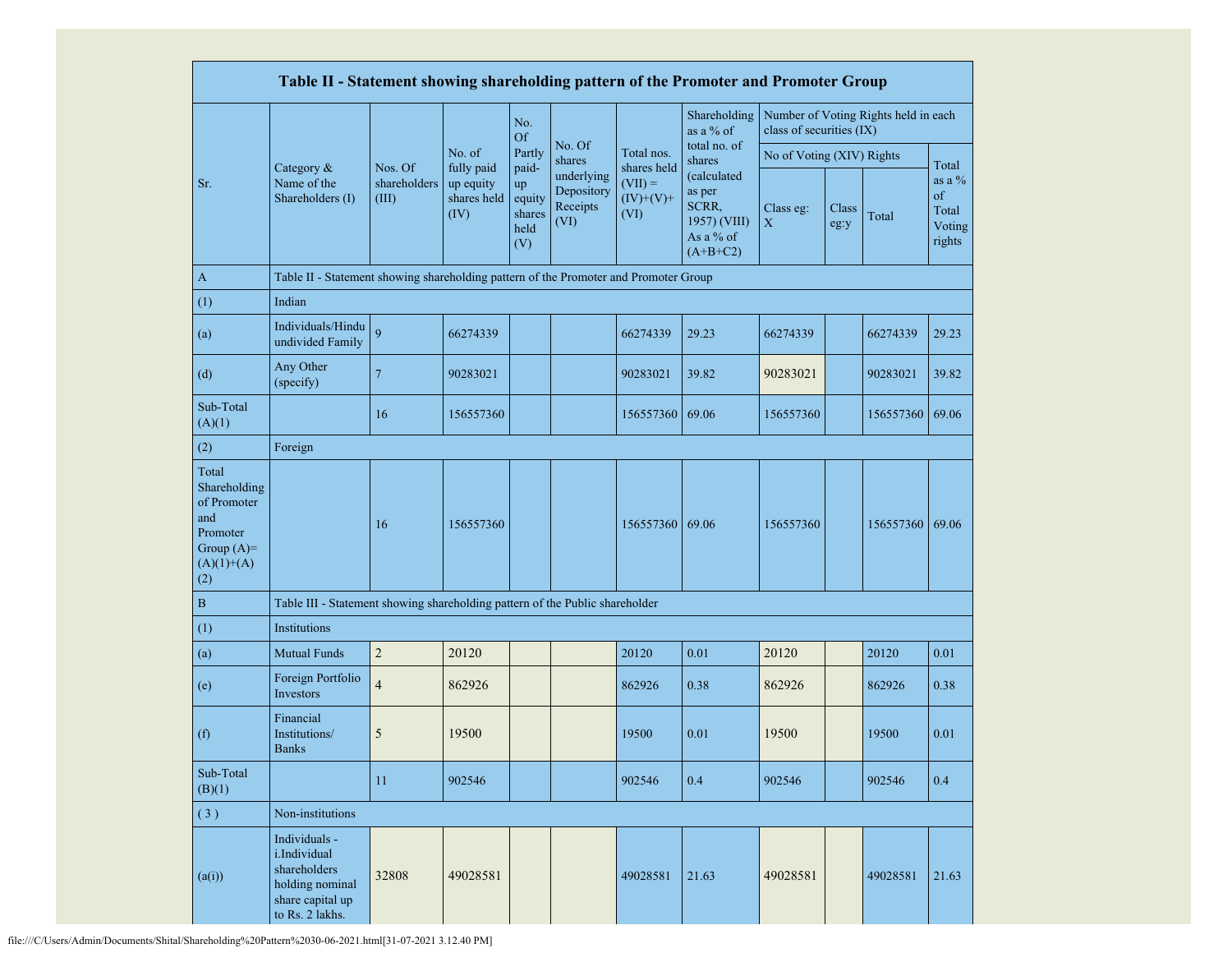| Table II - Statement showing shareholding pattern of the Promoter and Promoter Group | | | | | | | | | | | |
|---|---|---|---|---|---|---|---|---|---|---|---|
| Sr. | Category & Name of the Shareholders (I) | Nos. Of shareholders (III) | No. of fully paid up equity shares held (IV) | No. Of Partly paid-up equity shares held (V) | No. Of shares underlying Depository Receipts (VI) | Total nos. shares held (VII) = (IV)+(V)+ (VI) | Shareholding as a % of total no. of shares (calculated as per SCRR, 1957) (VIII) As a % of (A+B+C2) | Number of Voting Rights held in each class of securities (IX) | | | |
| | | | | | | | | No of Voting (XIV) Rights | | | Total as a % of Total Voting rights |
| | | | | | | | | Class eg: X | Class eg:y | Total | |
| A | Table II - Statement showing shareholding pattern of the Promoter and Promoter Group | | | | | | | | | | |
| (1) | Indian | | | | | | | | | | |
| (a) | Individuals/Hindu undivided Family | 9 | 66274339 | | | 66274339 | 29.23 | 66274339 | | 66274339 | 29.23 |
| (d) | Any Other (specify) | 7 | 90283021 | | | 90283021 | 39.82 | 90283021 | | 90283021 | 39.82 |
| Sub-Total (A)(1) | | 16 | 156557360 | | | 156557360 | 69.06 | 156557360 | | 156557360 | 69.06 |
| (2) | Foreign | | | | | | | | | | |
| Total Shareholding of Promoter and Promoter Group (A)=(A)(1)+(A)(2) | | 16 | 156557360 | | | 156557360 | 69.06 | 156557360 | | 156557360 | 69.06 |
| B | Table III - Statement showing shareholding pattern of the Public shareholder | | | | | | | | | | |
| (1) | Institutions | | | | | | | | | | |
| (a) | Mutual Funds | 2 | 20120 | | | 20120 | 0.01 | 20120 | | 20120 | 0.01 |
| (e) | Foreign Portfolio Investors | 4 | 862926 | | | 862926 | 0.38 | 862926 | | 862926 | 0.38 |
| (f) | Financial Institutions/ Banks | 5 | 19500 | | | 19500 | 0.01 | 19500 | | 19500 | 0.01 |
| Sub-Total (B)(1) | | 11 | 902546 | | | 902546 | 0.4 | 902546 | | 902546 | 0.4 |
| ( 3 ) | Non-institutions | | | | | | | | | | |
| (a(i)) | Individuals - i.Individual shareholders holding nominal share capital up to Rs. 2 lakhs. | 32808 | 49028581 | | | 49028581 | 21.63 | 49028581 | | 49028581 | 21.63 |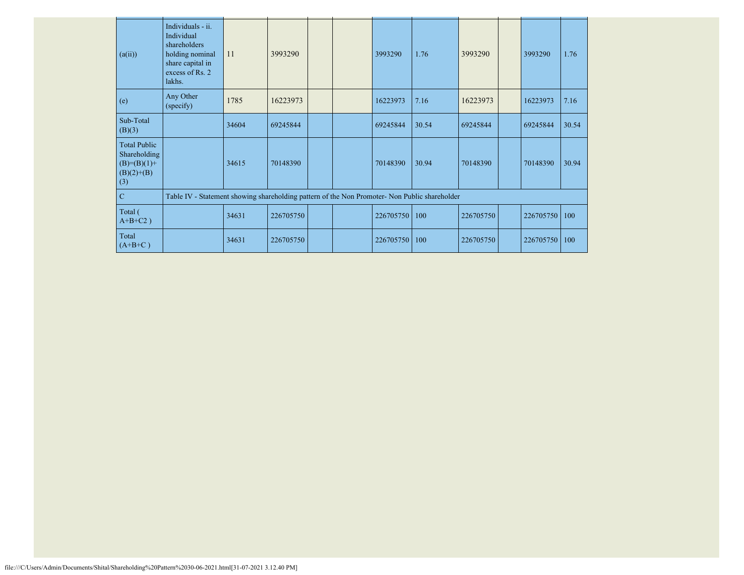| | | | | | | | | | | | |
|---|---|---|---|---|---|---|---|---|---|---|---|
| (a(ii)) | Individuals - ii. Individual shareholders holding nominal share capital in excess of Rs. 2 lakhs. | 11 | 3993290 | | | 3993290 | 1.76 | 3993290 | | 3993290 | 1.76 |
| (e) | Any Other (specify) | 1785 | 16223973 | | | 16223973 | 7.16 | 16223973 | | 16223973 | 7.16 |
| Sub-Total (B)(3) | | 34604 | 69245844 | | | 69245844 | 30.54 | 69245844 | | 69245844 | 30.54 |
| Total Public Shareholding (B)=(B)(1)+(B)(2)+(B)(3) | | 34615 | 70148390 | | | 70148390 | 30.94 | 70148390 | | 70148390 | 30.94 |
| C | Table IV - Statement showing shareholding pattern of the Non Promoter- Non Public shareholder | | | | | | | | | | |
| Total ( A+B+C2 ) | | 34631 | 226705750 | | | 226705750 | 100 | 226705750 | | 226705750 | 100 |
| Total (A+B+C ) | | 34631 | 226705750 | | | 226705750 | 100 | 226705750 | | 226705750 | 100 |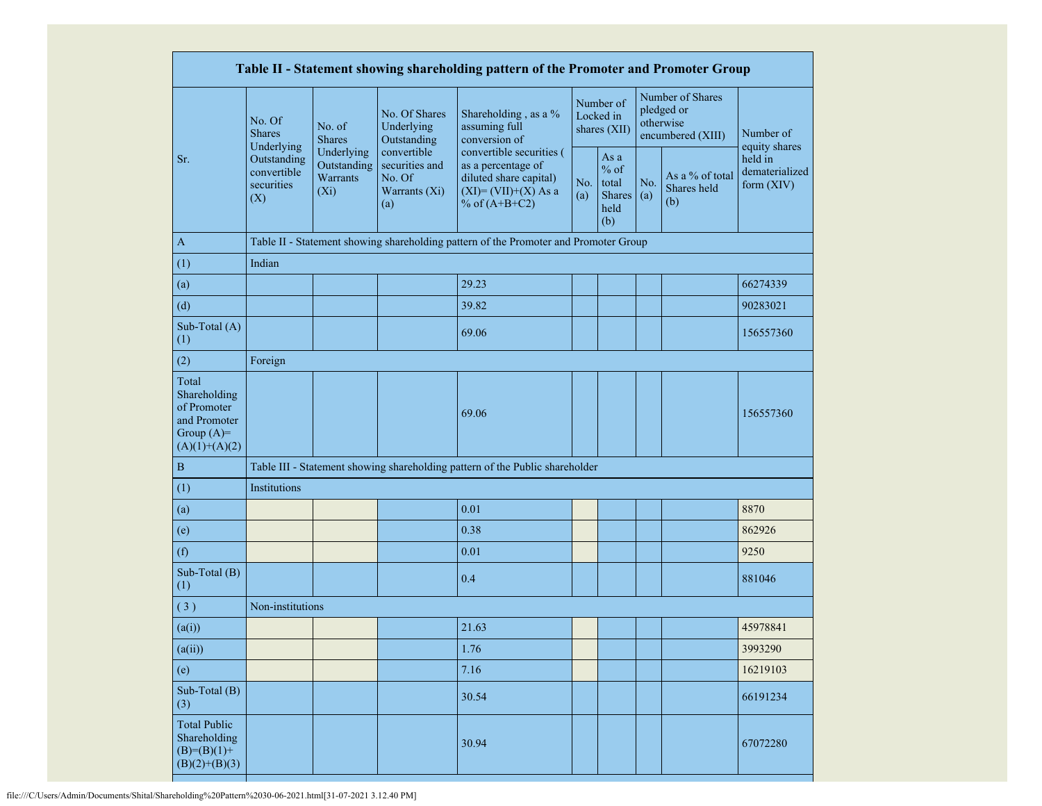| Sr. | No. Of Shares Underlying Outstanding convertible securities (X) | No. of Shares Underlying Outstanding Warrants (Xi) | No. Of Shares Underlying Outstanding convertible securities and No. Of Warrants (Xi) (a) | Shareholding , as a % assuming full conversion of convertible securities ( as a percentage of diluted share capital) (XI)= (VII)+(X) As a % of (A+B+C2) | Number of Locked in shares (XII) | | Number of Shares pledged or otherwise encumbered (XIII) | | Number of equity shares held in dematerialized form (XIV) |
|---|---|---|---|---|---|---|---|---|---|
| | | | | | No. (a) | As a % of total Shares held (b) | No. (a) | As a % of total Shares held (b) | |
| A | Table II - Statement showing shareholding pattern of the Promoter and Promoter Group | | | | | | | | |
| (1) | Indian | | | | | | | | |
| (a) | | | | 29.23 | | | | | 66274339 |
| (d) | | | | 39.82 | | | | | 90283021 |
| Sub-Total (A) (1) | | | | 69.06 | | | | | 156557360 |
| (2) | Foreign | | | | | | | | |
| Total Shareholding of Promoter and Promoter Group (A)= (A)(1)+(A)(2) | | | | 69.06 | | | | | 156557360 |
| B | Table III - Statement showing shareholding pattern of the Public shareholder | | | | | | | | |
| (1) | Institutions | | | | | | | | |
| (a) | | | | 0.01 | | | | | 8870 |
| (e) | | | | 0.38 | | | | | 862926 |
| (f) | | | | 0.01 | | | | | 9250 |
| Sub-Total (B) (1) | | | | 0.4 | | | | | 881046 |
| ( 3 ) | Non-institutions | | | | | | | | |
| (a(i)) | | | | 21.63 | | | | | 45978841 |
| (a(ii)) | | | | 1.76 | | | | | 3993290 |
| (e) | | | | 7.16 | | | | | 16219103 |
| Sub-Total (B) (3) | | | | 30.54 | | | | | 66191234 |
| Total Public Shareholding (B)=(B)(1)+(B)(2)+(B)(3) | | | | 30.94 | | | | | 67072280 |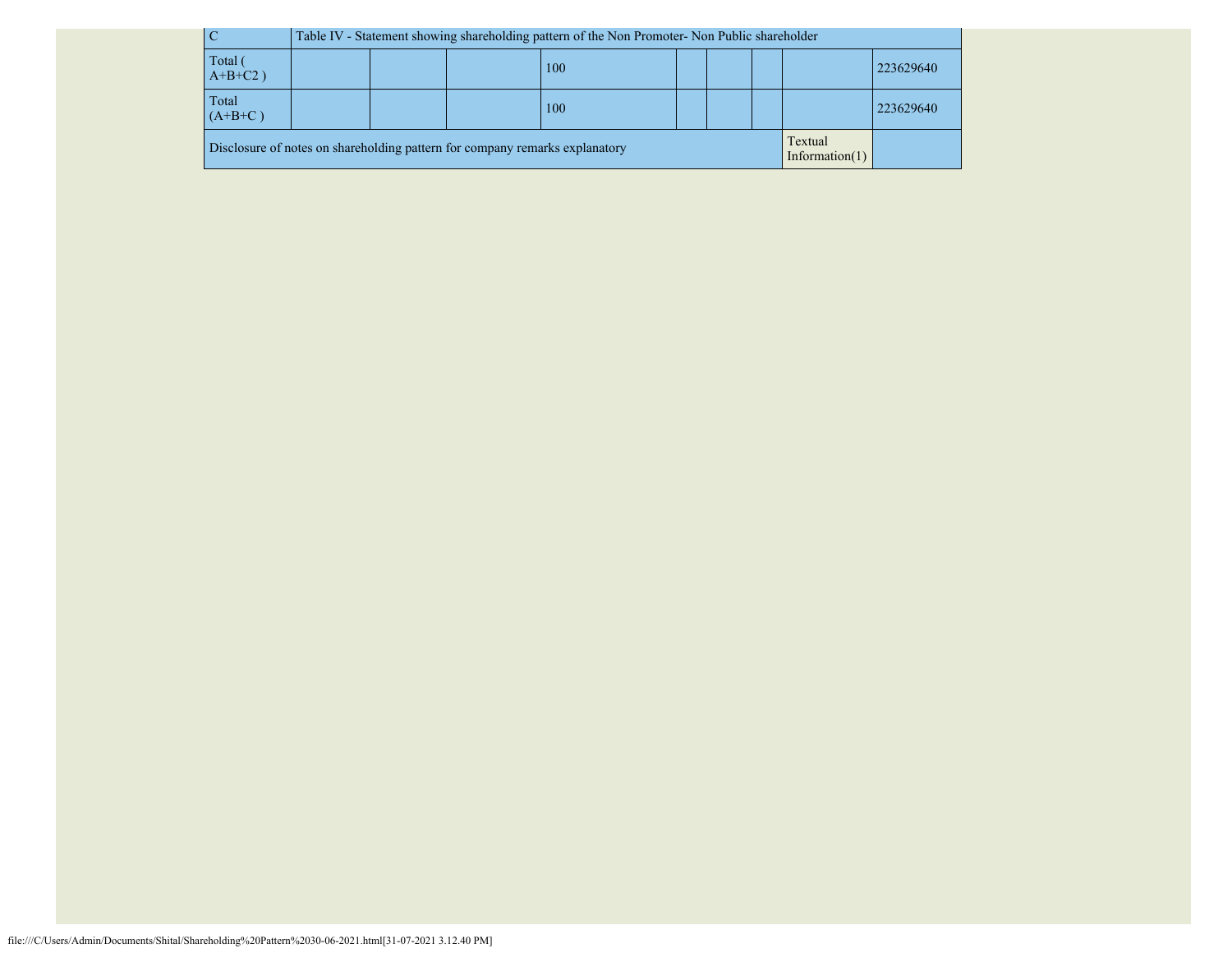| C | Table IV - Statement showing shareholding pattern of the Non Promoter- Non Public shareholder | | | | | | | | |
|---|---|---|---|---|---|---|---|---|---|
| Total ( A+B+C2 ) | | | | 100 | | | | | 223629640 |
| Total (A+B+C ) | | | | 100 | | | | | 223629640 |
| Disclosure of notes on shareholding pattern for company remarks explanatory | | | | | | | | Textual Information(1) | |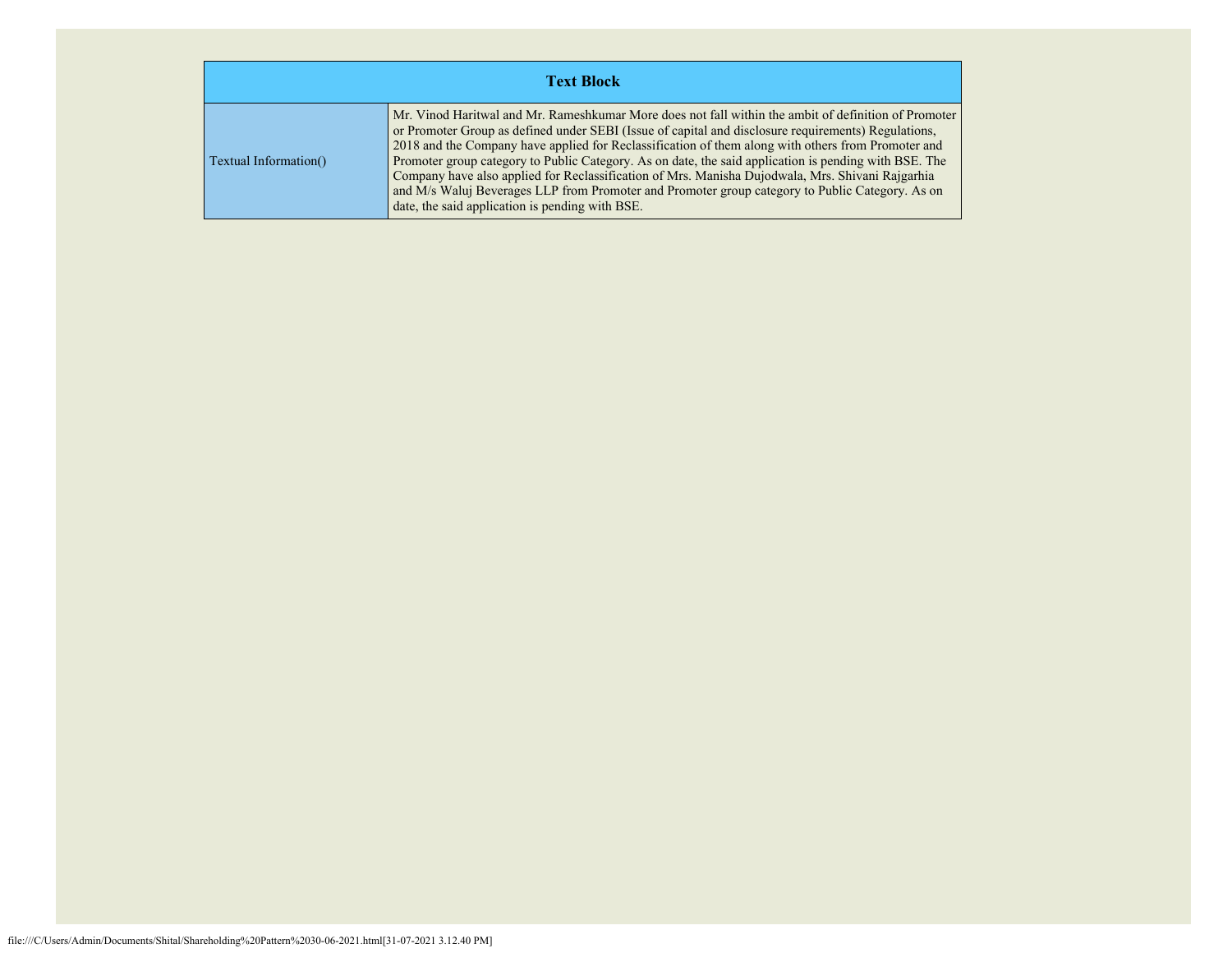| Text Block | |
|---|---|
| Textual Information() | Mr. Vinod Haritwal and Mr. Rameshkumar More does not fall within the ambit of definition of Promoter or Promoter Group as defined under SEBI (Issue of capital and disclosure requirements) Regulations, 2018 and the Company have applied for Reclassification of them along with others from Promoter and Promoter group category to Public Category. As on date, the said application is pending with BSE. The Company have also applied for Reclassification of Mrs. Manisha Dujodwala, Mrs. Shivani Rajgarhia and M/s Waluj Beverages LLP from Promoter and Promoter group category to Public Category. As on date, the said application is pending with BSE. |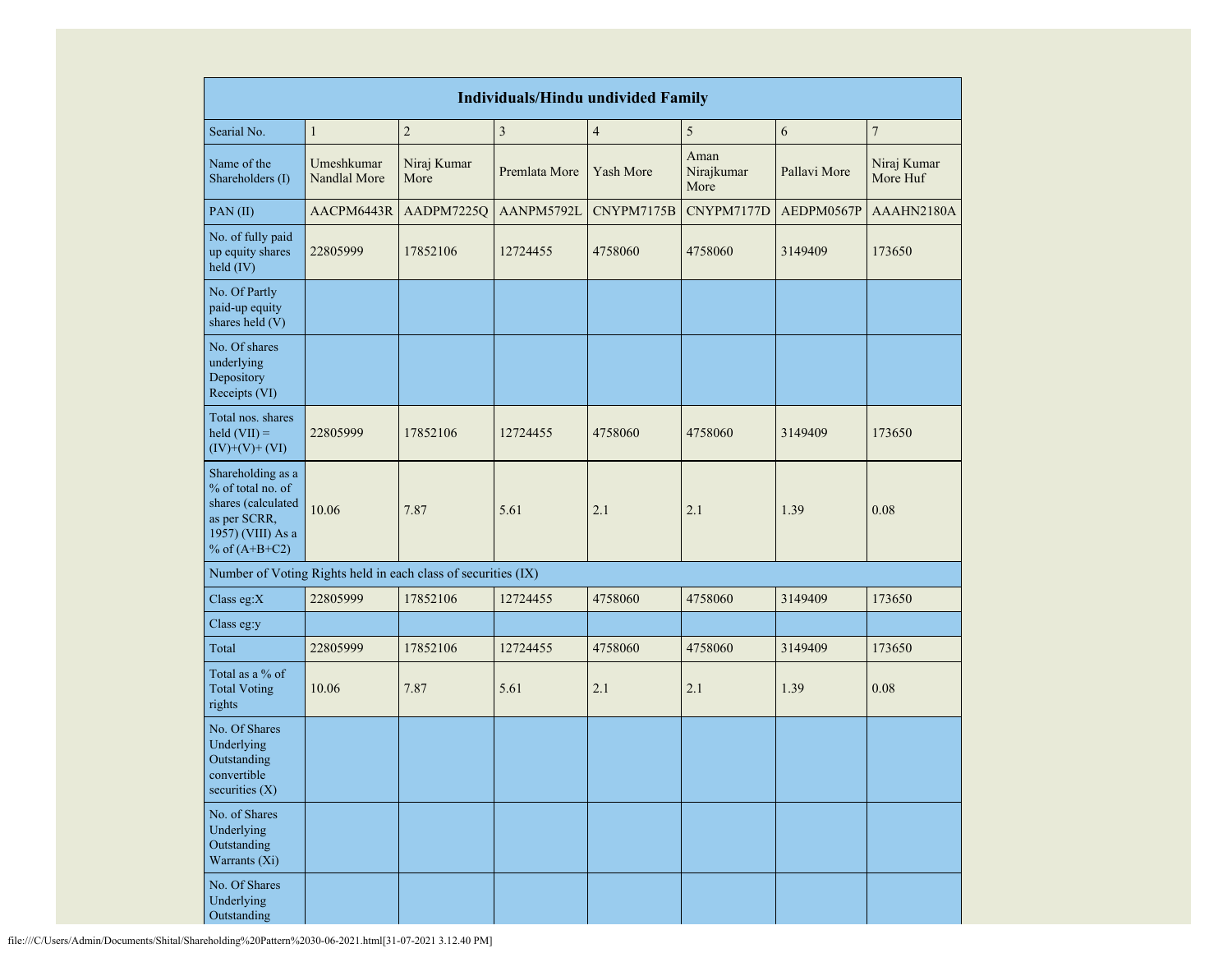| Individuals/Hindu undivided Family | | | | | | | |
|---|---|---|---|---|---|---|---|
| Searial No. | 1 | 2 | 3 | 4 | 5 | 6 | 7 |
| Name of the Shareholders (I) | Umeshkumar Nandlal More | Niraj Kumar More | Premlata More | Yash More | Aman Nirajkumar More | Pallavi More | Niraj Kumar More Huf |
| PAN (II) | AACPM6443R | AADPM7225Q | AANPM5792L | CNYPM7175B | CNYPM7177D | AEDPM0567P | AAAHN2180A |
| No. of fully paid up equity shares held (IV) | 22805999 | 17852106 | 12724455 | 4758060 | 4758060 | 3149409 | 173650 |
| No. Of Partly paid-up equity shares held (V) | | | | | | | |
| No. Of shares underlying Depository Receipts (VI) | | | | | | | |
| Total nos. shares held (VII) = (IV)+(V)+ (VI) | 22805999 | 17852106 | 12724455 | 4758060 | 4758060 | 3149409 | 173650 |
| Shareholding as a % of total no. of shares (calculated as per SCRR, 1957) (VIII) As a % of (A+B+C2) | 10.06 | 7.87 | 5.61 | 2.1 | 2.1 | 1.39 | 0.08 |
| Number of Voting Rights held in each class of securities (IX) | | | | | | | |
| Class eg:X | 22805999 | 17852106 | 12724455 | 4758060 | 4758060 | 3149409 | 173650 |
| Class eg:y | | | | | | | |
| Total | 22805999 | 17852106 | 12724455 | 4758060 | 4758060 | 3149409 | 173650 |
| Total as a % of Total Voting rights | 10.06 | 7.87 | 5.61 | 2.1 | 2.1 | 1.39 | 0.08 |
| No. Of Shares Underlying Outstanding convertible securities (X) | | | | | | | |
| No. of Shares Underlying Outstanding Warrants (Xi) | | | | | | | |
| No. Of Shares Underlying Outstanding | | | | | | | |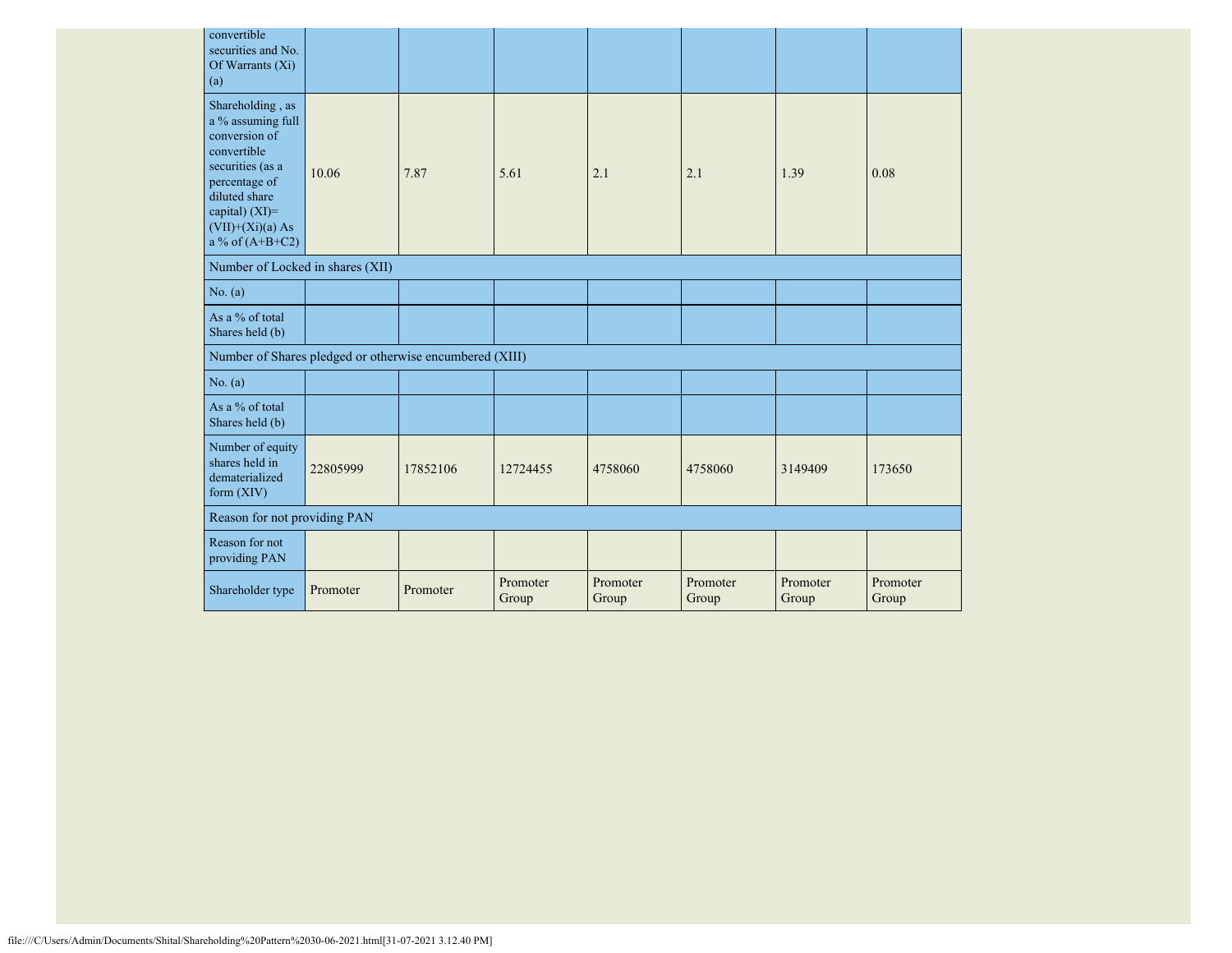| | | | | | | | |
|---|---|---|---|---|---|---|---|
| convertible securities and No. Of Warrants (Xi) (a) | | | | | | | |
| Shareholding , as a % assuming full conversion of convertible securities (as a percentage of diluted share capital) (XI)= (VII)+(Xi)(a) As a % of (A+B+C2) | 10.06 | 7.87 | 5.61 | 2.1 | 2.1 | 1.39 | 0.08 |
| Number of Locked in shares (XII) | | | | | | | |
| No. (a) | | | | | | | |
| As a % of total Shares held (b) | | | | | | | |
| Number of Shares pledged or otherwise encumbered (XIII) | | | | | | | |
| No. (a) | | | | | | | |
| As a % of total Shares held (b) | | | | | | | |
| Number of equity shares held in dematerialized form (XIV) | 22805999 | 17852106 | 12724455 | 4758060 | 4758060 | 3149409 | 173650 |
| Reason for not providing PAN | | | | | | | |
| Reason for not providing PAN | | | | | | | |
| Shareholder type | Promoter | Promoter | Promoter Group | Promoter Group | Promoter Group | Promoter Group | Promoter Group |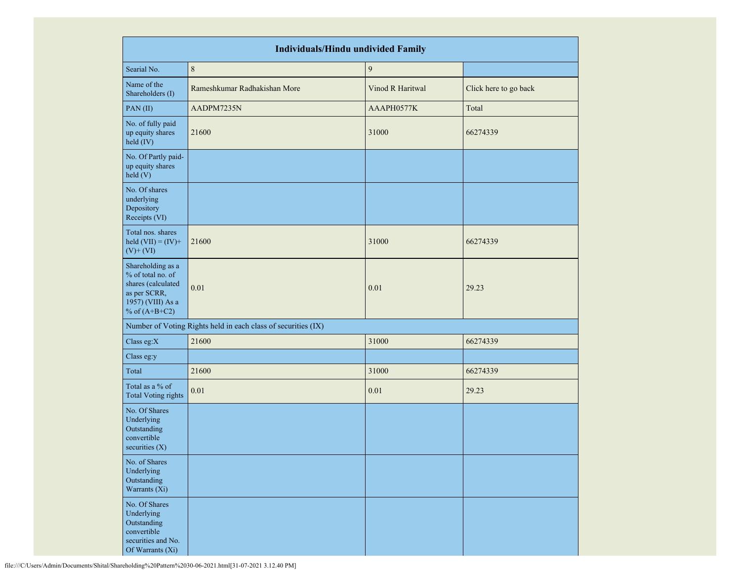| Individuals/Hindu undivided Family | | | |
|---|---|---|---|
| Searial No. | 8 | 9 | |
| Name of the Shareholders (I) | Rameshkumar Radhakishan More | Vinod R Haritwal | Click here to go back |
| PAN (II) | AADPM7235N | AAAPH0577K | Total |
| No. of fully paid up equity shares held (IV) | 21600 | 31000 | 66274339 |
| No. Of Partly paid-up equity shares held (V) | | | |
| No. Of shares underlying Depository Receipts (VI) | | | |
| Total nos. shares held (VII) = (IV)+ (V)+ (VI) | 21600 | 31000 | 66274339 |
| Shareholding as a % of total no. of shares (calculated as per SCRR, 1957) (VIII) As a % of (A+B+C2) | 0.01 | 0.01 | 29.23 |
| Number of Voting Rights held in each class of securities (IX) | | | |
| Class eg:X | 21600 | 31000 | 66274339 |
| Class eg:y | | | |
| Total | 21600 | 31000 | 66274339 |
| Total as a % of Total Voting rights | 0.01 | 0.01 | 29.23 |
| No. Of Shares Underlying Outstanding convertible securities (X) | | | |
| No. of Shares Underlying Outstanding Warrants (Xi) | | | |
| No. Of Shares Underlying Outstanding convertible securities and No. Of Warrants (Xi) | | | |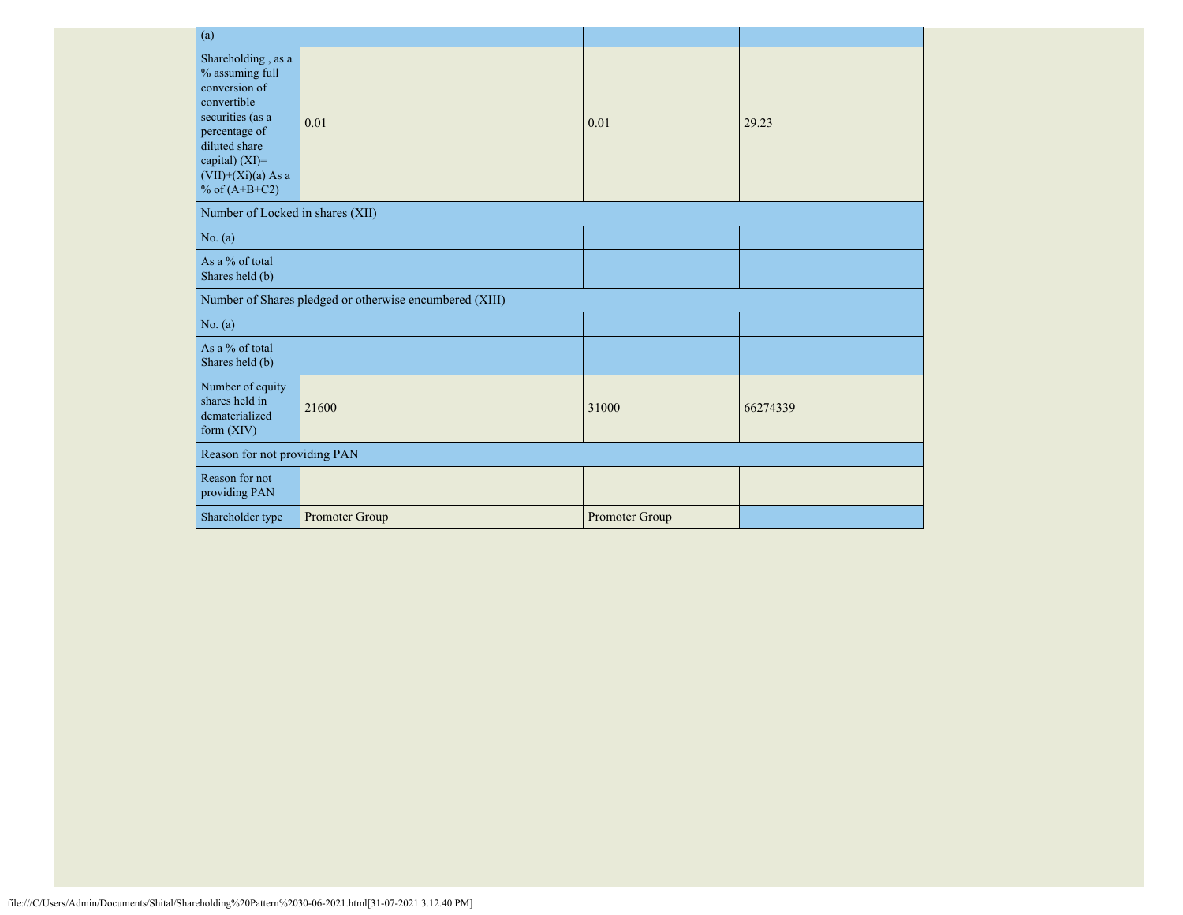| (a) | | | |
|---|---|---|---|
| Shareholding , as a % assuming full conversion of convertible securities (as a percentage of diluted share capital) (XI)= (VII)+(Xi)(a) As a % of (A+B+C2) | 0.01 | 0.01 | 29.23 |
| Number of Locked in shares (XII) | | | |
| No. (a) | | | |
| As a % of total Shares held (b) | | | |
| Number of Shares pledged or otherwise encumbered (XIII) | | | |
| No. (a) | | | |
| As a % of total Shares held (b) | | | |
| Number of equity shares held in dematerialized form (XIV) | 21600 | 31000 | 66274339 |
| Reason for not providing PAN | | | |
| Reason for not providing PAN | | | |
| Shareholder type | Promoter Group | Promoter Group | |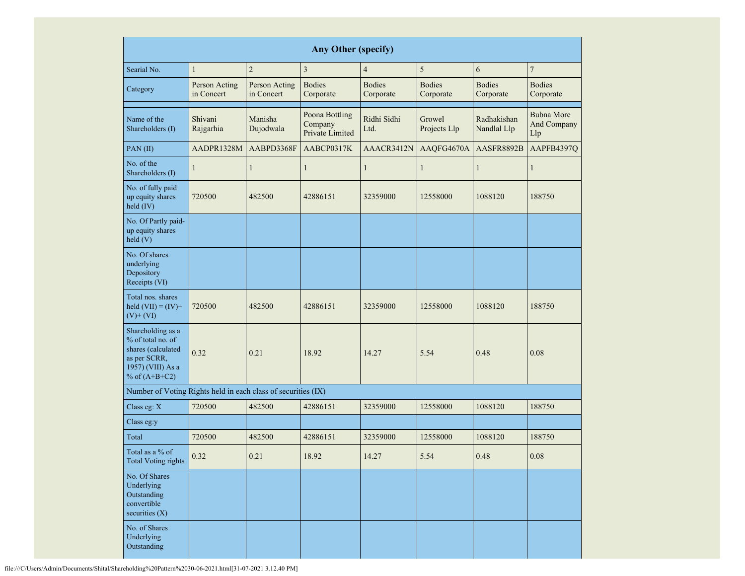| Any Other (specify) | | | | | | | |
|---|---|---|---|---|---|---|---|
| Searial No. | 1 | 2 | 3 | 4 | 5 | 6 | 7 |
| Category | Person Acting in Concert | Person Acting in Concert | Bodies Corporate | Bodies Corporate | Bodies Corporate | Bodies Corporate | Bodies Corporate |
| | | | | | | | |
| Name of the Shareholders (I) | Shivani Rajgarhia | Manisha Dujodwala | Poona Bottling Company Private Limited | Ridhi Sidhi Ltd. | Growel Projects Llp | Radhakishan Nandlal Llp | Bubna More And Company Llp |
| PAN (II) | AADPR1328M | AABPD3368F | AABCP0317K | AAACR3412N | AAQFG4670A | AASFR8892B | AAPFB4397Q |
| No. of the Shareholders (I) | 1 | 1 | 1 | 1 | 1 | 1 | 1 |
| No. of fully paid up equity shares held (IV) | 720500 | 482500 | 42886151 | 32359000 | 12558000 | 1088120 | 188750 |
| No. Of Partly paid-up equity shares held (V) | | | | | | | |
| No. Of shares underlying Depository Receipts (VI) | | | | | | | |
| Total nos. shares held (VII) = (IV)+(V)+ (VI) | 720500 | 482500 | 42886151 | 32359000 | 12558000 | 1088120 | 188750 |
| Shareholding as a % of total no. of shares (calculated as per SCRR, 1957) (VIII) As a % of (A+B+C2) | 0.32 | 0.21 | 18.92 | 14.27 | 5.54 | 0.48 | 0.08 |
| Number of Voting Rights held in each class of securities (IX) | | | | | | | |
| Class eg: X | 720500 | 482500 | 42886151 | 32359000 | 12558000 | 1088120 | 188750 |
| Class eg:y | | | | | | | |
| Total | 720500 | 482500 | 42886151 | 32359000 | 12558000 | 1088120 | 188750 |
| Total as a % of Total Voting rights | 0.32 | 0.21 | 18.92 | 14.27 | 5.54 | 0.48 | 0.08 |
| No. Of Shares Underlying Outstanding convertible securities (X) | | | | | | | |
| No. of Shares Underlying Outstanding | | | | | | | |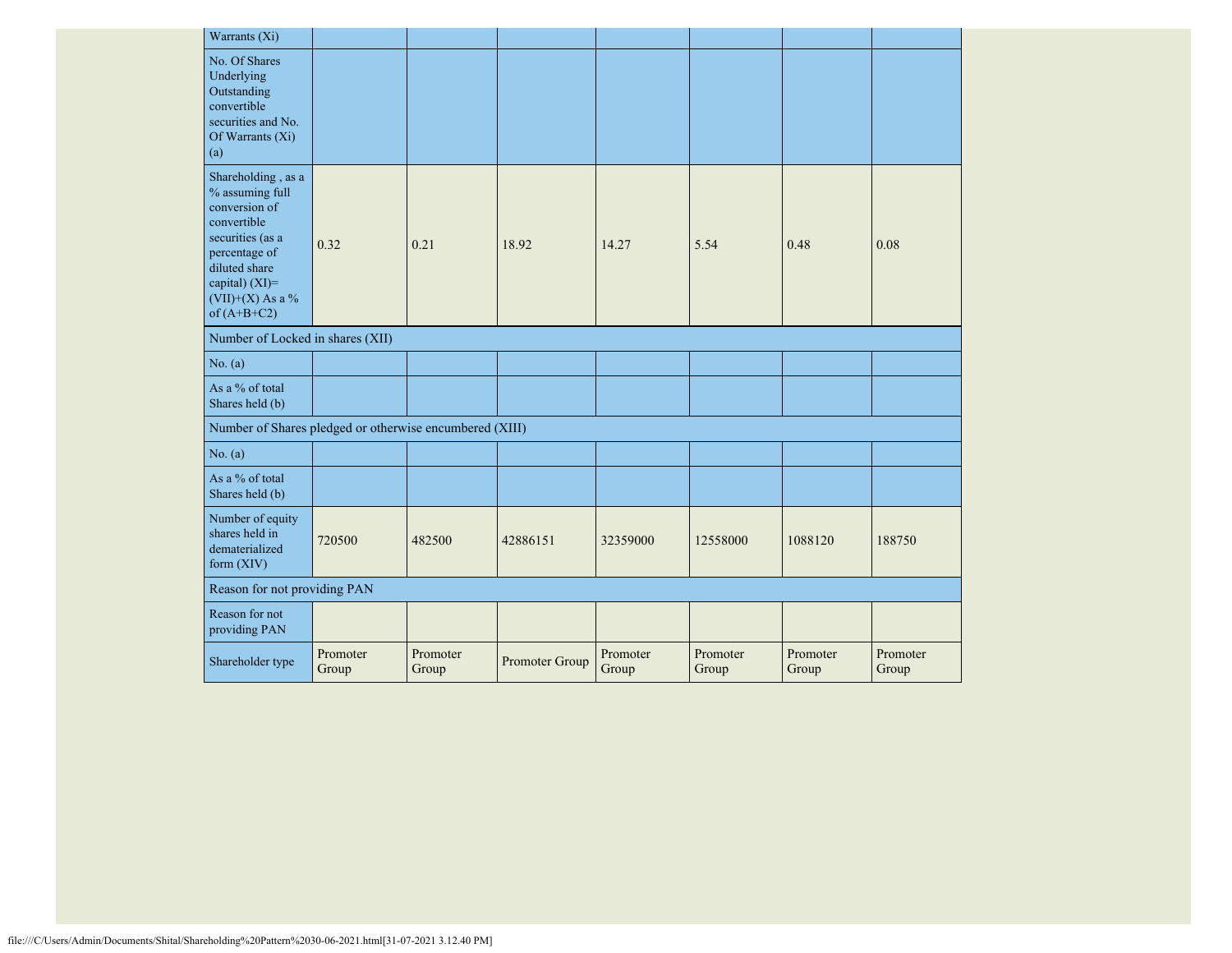| Warrants (Xi) | | | | | | | |
|---|---|---|---|---|---|---|---|
| No. Of Shares Underlying Outstanding convertible securities and No. Of Warrants (Xi) (a) | | | | | | | |
| Shareholding , as a % assuming full conversion of convertible securities (as a percentage of diluted share capital) (XI)= (VII)+(X) As a % of (A+B+C2) | 0.32 | 0.21 | 18.92 | 14.27 | 5.54 | 0.48 | 0.08 |
| Number of Locked in shares (XII) | | | | | | | |
| No. (a) | | | | | | | |
| As a % of total Shares held (b) | | | | | | | |
| Number of Shares pledged or otherwise encumbered (XIII) | | | | | | | |
| No. (a) | | | | | | | |
| As a % of total Shares held (b) | | | | | | | |
| Number of equity shares held in dematerialized form (XIV) | 720500 | 482500 | 42886151 | 32359000 | 12558000 | 1088120 | 188750 |
| Reason for not providing PAN | | | | | | | |
| Reason for not providing PAN | | | | | | | |
| Shareholder type | Promoter Group | Promoter Group | Promoter Group | Promoter Group | Promoter Group | Promoter Group | Promoter Group |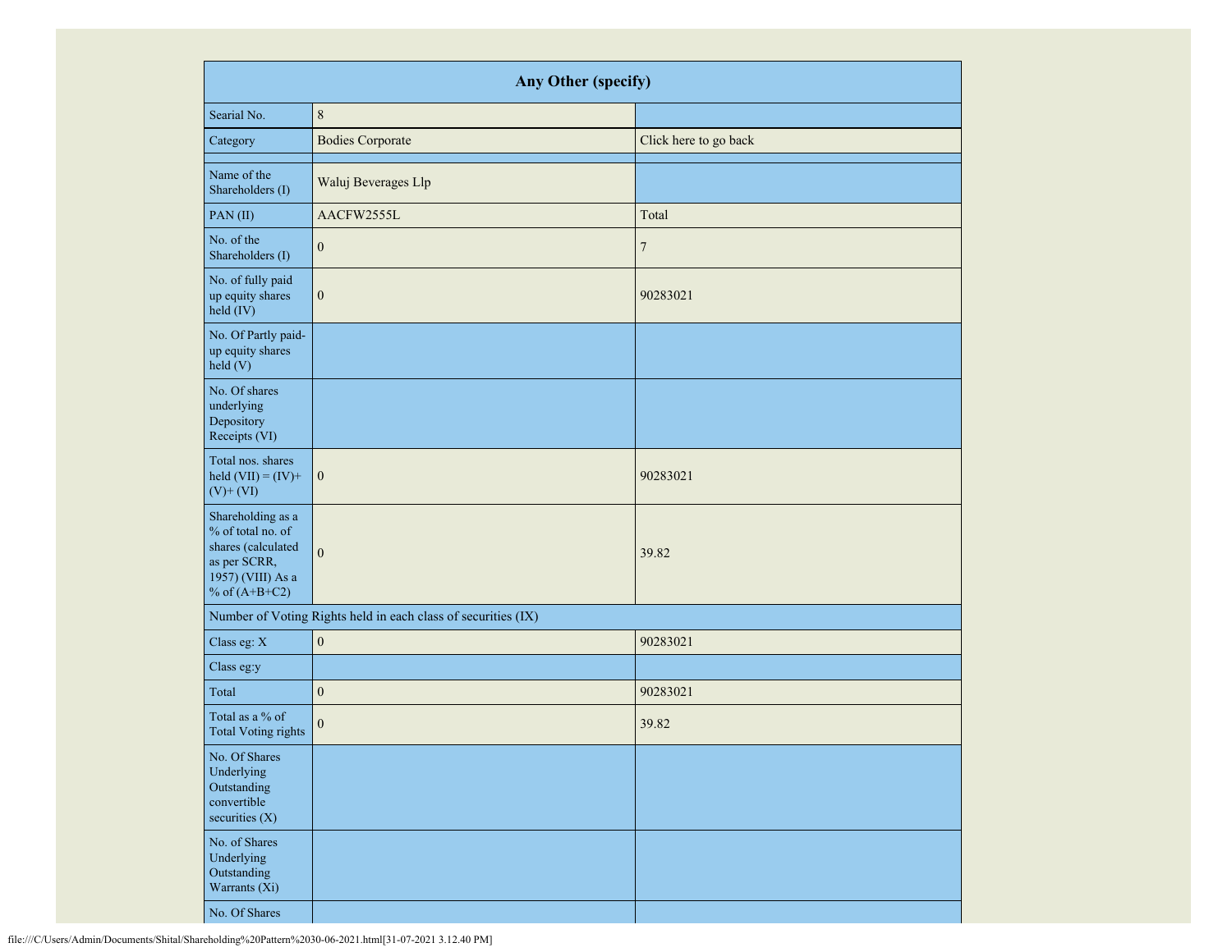| Any Other (specify) | | |
|---|---|---|
| Searial No. | 8 | |
| Category | Bodies Corporate | Click here to go back |
| | | |
| Name of the Shareholders (I) | Waluj Beverages Llp | |
| PAN (II) | AACFW2555L | Total |
| No. of the Shareholders (I) | 0 | 7 |
| No. of fully paid up equity shares held (IV) | 0 | 90283021 |
| No. Of Partly paid-up equity shares held (V) | | |
| No. Of shares underlying Depository Receipts (VI) | | |
| Total nos. shares held (VII) = (IV)+ (V)+ (VI) | 0 | 90283021 |
| Shareholding as a % of total no. of shares (calculated as per SCRR, 1957) (VIII) As a % of (A+B+C2) | 0 | 39.82 |
| Number of Voting Rights held in each class of securities (IX) | | |
| Class eg: X | 0 | 90283021 |
| Class eg:y | | |
| Total | 0 | 90283021 |
| Total as a % of Total Voting rights | 0 | 39.82 |
| No. Of Shares Underlying Outstanding convertible securities (X) | | |
| No. of Shares Underlying Outstanding Warrants (Xi) | | |
| No. Of Shares | | |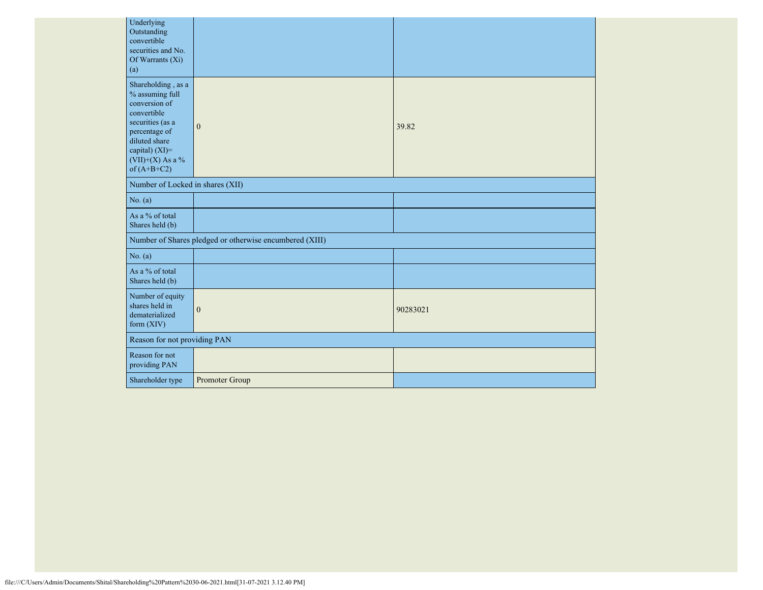| | | |
|---|---|---|
| Underlying Outstanding convertible securities and No. Of Warrants (Xi) (a) | | |
| Shareholding , as a % assuming full conversion of convertible securities (as a percentage of diluted share capital) (XI)= (VII)+(X) As a % of (A+B+C2) | 0 | 39.82 |
| Number of Locked in shares (XII) | | |
| No. (a) | | |
| As a % of total Shares held (b) | | |
| Number of Shares pledged or otherwise encumbered (XIII) | | |
| No. (a) | | |
| As a % of total Shares held (b) | | |
| Number of equity shares held in dematerialized form (XIV) | 0 | 90283021 |
| Reason for not providing PAN | | |
| Reason for not providing PAN | | |
| Shareholder type | Promoter Group | |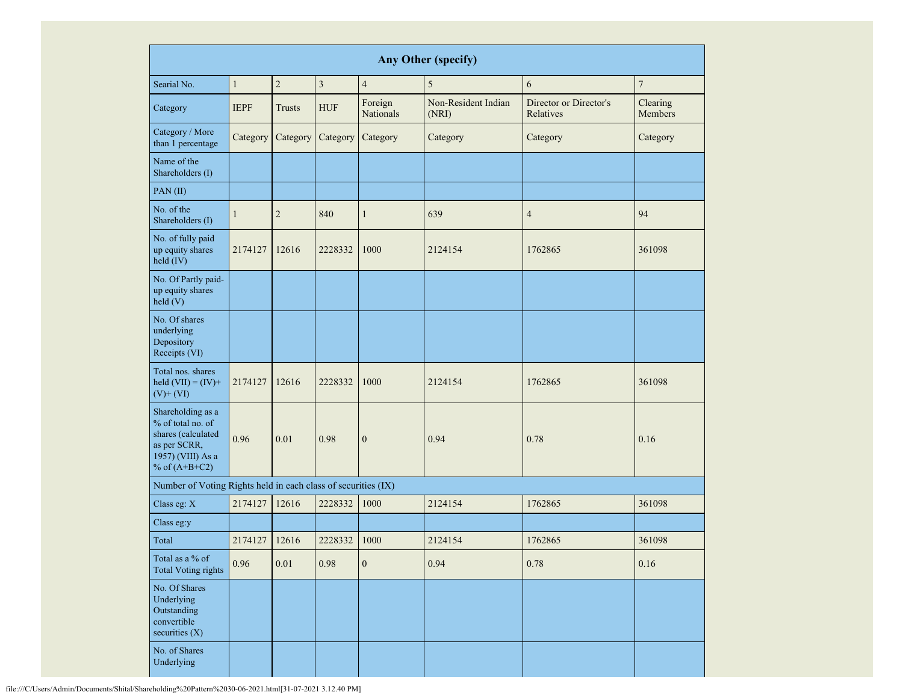| Any Other (specify) | | | | | | | |
|---|---|---|---|---|---|---|---|
| Searial No. | 1 | 2 | 3 | 4 | 5 | 6 | 7 |
| Category | IEPF | Trusts | HUF | Foreign Nationals | Non-Resident Indian (NRI) | Director or Director's Relatives | Clearing Members |
| Category / More than 1 percentage | Category | Category | Category | Category | Category | Category | Category |
| Name of the Shareholders (I) | | | | | | | |
| PAN (II) | | | | | | | |
| No. of the Shareholders (I) | 1 | 2 | 840 | 1 | 639 | 4 | 94 |
| No. of fully paid up equity shares held (IV) | 2174127 | 12616 | 2228332 | 1000 | 2124154 | 1762865 | 361098 |
| No. Of Partly paid-up equity shares held (V) | | | | | | | |
| No. Of shares underlying Depository Receipts (VI) | | | | | | | |
| Total nos. shares held (VII) = (IV)+ (V)+ (VI) | 2174127 | 12616 | 2228332 | 1000 | 2124154 | 1762865 | 361098 |
| Shareholding as a % of total no. of shares (calculated as per SCRR, 1957) (VIII) As a % of (A+B+C2) | 0.96 | 0.01 | 0.98 | 0 | 0.94 | 0.78 | 0.16 |
| Number of Voting Rights held in each class of securities (IX) | | | | | | | |
| Class eg: X | 2174127 | 12616 | 2228332 | 1000 | 2124154 | 1762865 | 361098 |
| Class eg:y | | | | | | | |
| Total | 2174127 | 12616 | 2228332 | 1000 | 2124154 | 1762865 | 361098 |
| Total as a % of Total Voting rights | 0.96 | 0.01 | 0.98 | 0 | 0.94 | 0.78 | 0.16 |
| No. Of Shares Underlying Outstanding convertible securities (X) | | | | | | | |
| No. of Shares Underlying | | | | | | | |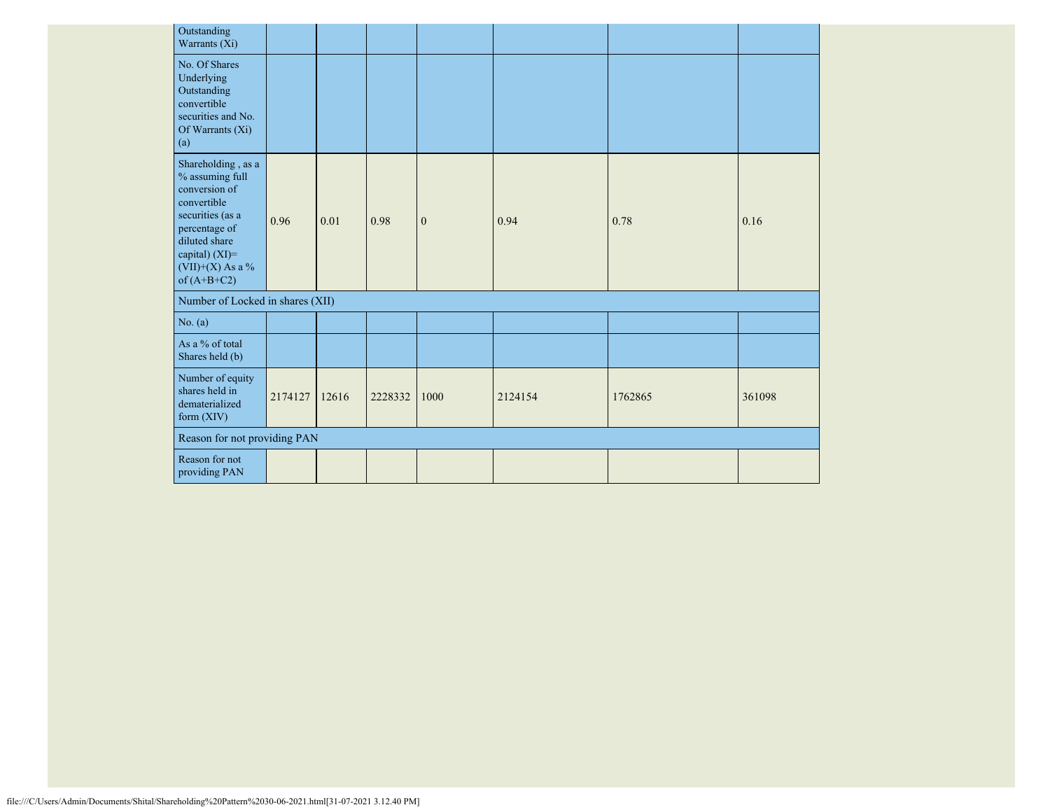| | | | | | | | |
|---|---|---|---|---|---|---|---|
| Outstanding Warrants (Xi) | | | | | | | |
| No. Of Shares Underlying Outstanding convertible securities and No. Of Warrants (Xi) (a) | | | | | | | |
| Shareholding , as a % assuming full conversion of convertible securities (as a percentage of diluted share capital) (XI)= (VII)+(X) As a % of (A+B+C2) | 0.96 | 0.01 | 0.98 | 0 | 0.94 | 0.78 | 0.16 |
| Number of Locked in shares (XII) | | | | | | | |
| No. (a) | | | | | | | |
| As a % of total Shares held (b) | | | | | | | |
| Number of equity shares held in dematerialized form (XIV) | 2174127 | 12616 | 2228332 | 1000 | 2124154 | 1762865 | 361098 |
| Reason for not providing PAN | | | | | | | |
| Reason for not providing PAN | | | | | | | |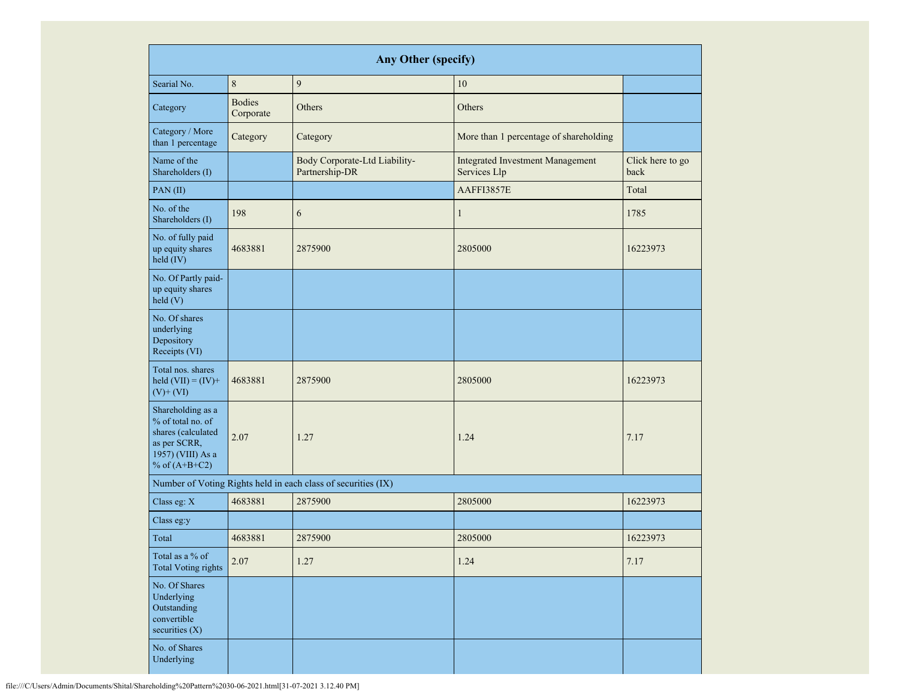| Any Other (specify) | | | | |
|---|---|---|---|---|
| Searial No. | 8 | 9 | 10 | |
| Category | Bodies Corporate | Others | Others | |
| Category / More than 1 percentage | Category | Category | More than 1 percentage of shareholding | |
| Name of the Shareholders (I) | | Body Corporate-Ltd Liability-Partnership-DR | Integrated Investment Management Services Llp | Click here to go back |
| PAN (II) | | | AAFFI3857E | Total |
| No. of the Shareholders (I) | 198 | 6 | 1 | 1785 |
| No. of fully paid up equity shares held (IV) | 4683881 | 2875900 | 2805000 | 16223973 |
| No. Of Partly paid-up equity shares held (V) | | | | |
| No. Of shares underlying Depository Receipts (VI) | | | | |
| Total nos. shares held (VII) = (IV)+ (V)+ (VI) | 4683881 | 2875900 | 2805000 | 16223973 |
| Shareholding as a % of total no. of shares (calculated as per SCRR, 1957) (VIII) As a % of (A+B+C2) | 2.07 | 1.27 | 1.24 | 7.17 |
| Number of Voting Rights held in each class of securities (IX) | | | | |
| Class eg: X | 4683881 | 2875900 | 2805000 | 16223973 |
| Class eg:y | | | | |
| Total | 4683881 | 2875900 | 2805000 | 16223973 |
| Total as a % of Total Voting rights | 2.07 | 1.27 | 1.24 | 7.17 |
| No. Of Shares Underlying Outstanding convertible securities (X) | | | | |
| No. of Shares Underlying | | | | |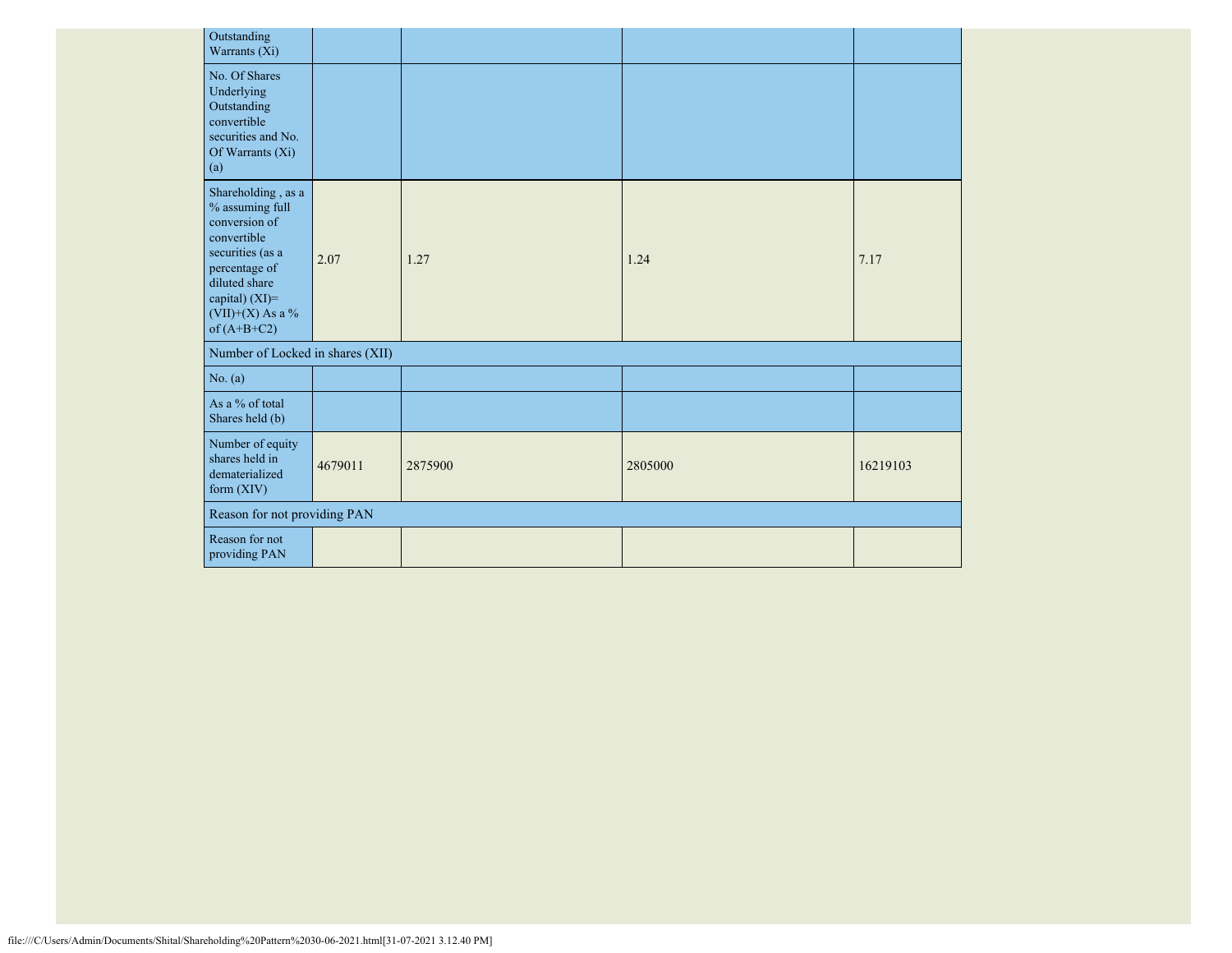| | | | | |
|---|---|---|---|---|
| Outstanding Warrants (Xi) | | | | |
| No. Of Shares Underlying Outstanding convertible securities and No. Of Warrants (Xi) (a) | | | | |
| Shareholding , as a % assuming full conversion of convertible securities (as a percentage of diluted share capital) (XI)= (VII)+(X) As a % of (A+B+C2) | 2.07 | 1.27 | 1.24 | 7.17 |
| Number of Locked in shares (XII) | | | | |
| No. (a) | | | | |
| As a % of total Shares held (b) | | | | |
| Number of equity shares held in dematerialized form (XIV) | 4679011 | 2875900 | 2805000 | 16219103 |
| Reason for not providing PAN | | | | |
| Reason for not providing PAN | | | | |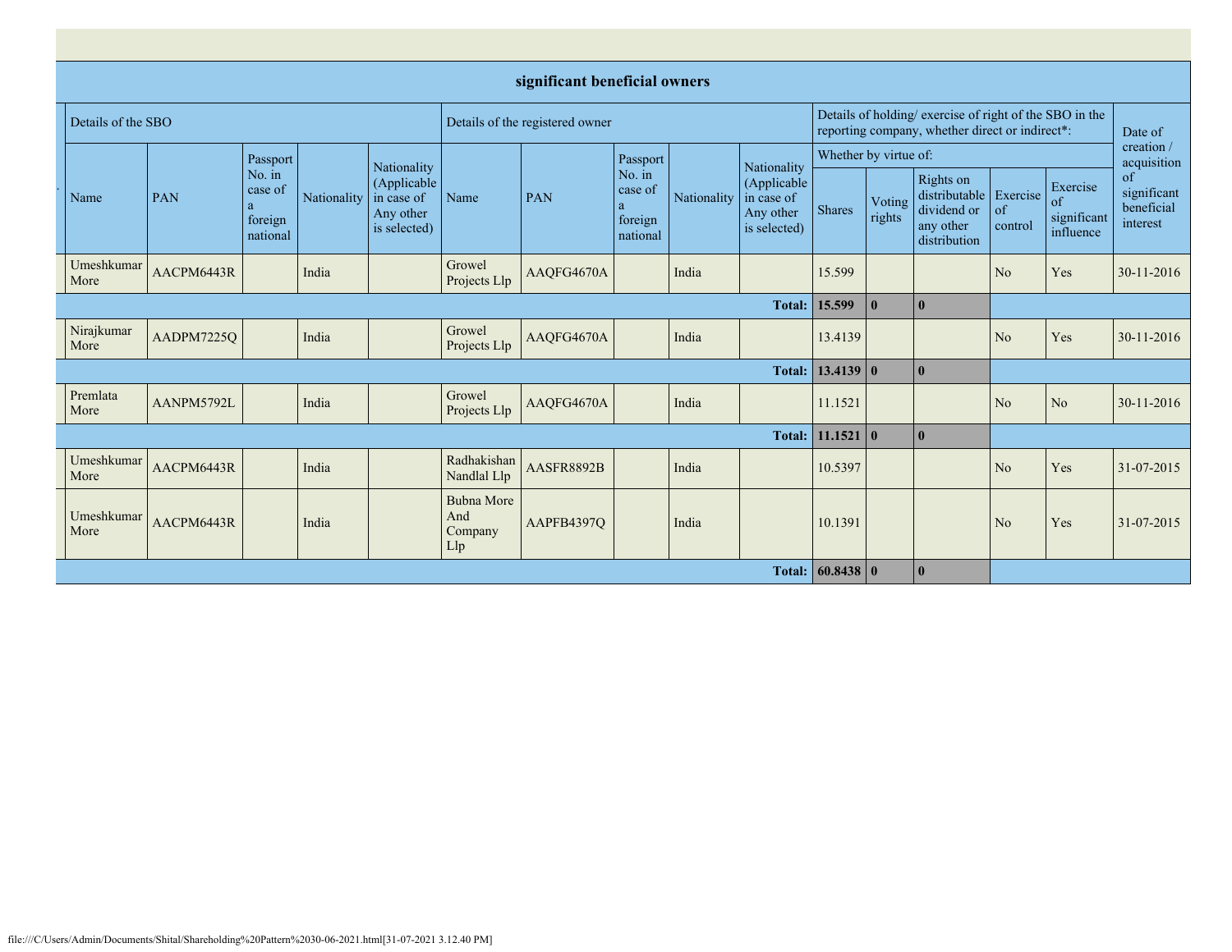## significant beneficial owners

| Details of the SBO | | | | | Details of the registered owner | | | | | Details of holding/ exercise of right of the SBO in the reporting company, whether direct or indirect*: | | | | | Date of creation / acquisition of significant beneficial interest |
|---|---|---|---|---|---|---|---|---|---|---|---|---|---|---|---|
| | | | | | | | | | | Whether by virtue of: | | | | | |
| Name | PAN | Passport No. in case of a foreign national | Nationality | Nationality (Applicable in case of Any other is selected) | Name | PAN | Passport No. in case of a foreign national | Nationality | Nationality (Applicable in case of Any other is selected) | Shares | Voting rights | Rights on distributable dividend or any other distribution | Exercise of control | Exercise of significant influence | |
| Umeshkumar More | AACPM6443R | | India | | Growel Projects Llp | AAQFG4670A | | India | | 15.599 | | | No | Yes | 30-11-2016 |
| | | | | | | | | | **Total:** | **15.599** | **0** | **0** | | | |
| Nirajkumar More | AADPM7225Q | | India | | Growel Projects Llp | AAQFG4670A | | India | | 13.4139 | | | No | Yes | 30-11-2016 |
| | | | | | | | | | **Total:** | **13.4139** | **0** | **0** | | | |
| Premlata More | AANPM5792L | | India | | Growel Projects Llp | AAQFG4670A | | India | | 11.1521 | | | No | No | 30-11-2016 |
| | | | | | | | | | **Total:** | **11.1521** | **0** | **0** | | | |
| Umeshkumar More | AACPM6443R | | India | | Radhakishan Nandlal Llp | AASFR8892B | | India | | 10.5397 | | | No | Yes | 31-07-2015 |
| Umeshkumar More | AACPM6443R | | India | | Bubna More And Company Llp | AAPFB4397Q | | India | | 10.1391 | | | No | Yes | 31-07-2015 |
| | | | | | | | | | **Total:** | **60.8438** | **0** | **0** | | | |